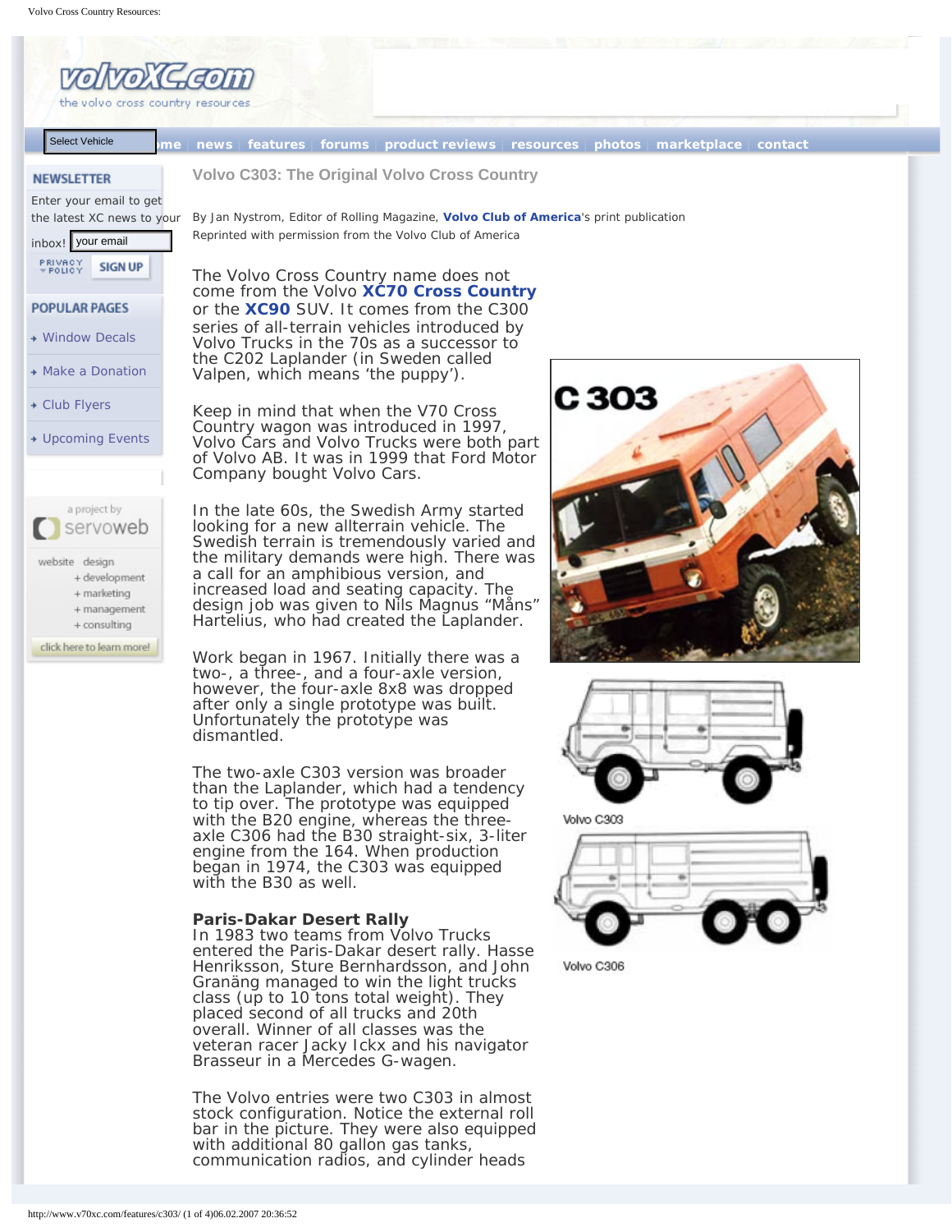# Volvo C303: The Original Volvo Cross Country

By Jan Nystrom, Editor of Rolling Magazine, **Volvo Club of America**'s print publication
Reprinted with permission from the Volvo Club of America

The Volvo Cross Country name does not come from the Volvo **XC70 Cross Country** or the **XC90** SUV. It comes from the C300 series of all-terrain vehicles introduced by Volvo Trucks in the 70s as a successor to the C202 Laplander (in Sweden called Valpen, which means 'the puppy').

Keep in mind that when the V70 Cross Country wagon was introduced in 1997, Volvo Cars and Volvo Trucks were both part of Volvo AB. It was in 1999 that Ford Motor Company bought Volvo Cars.

In the late 60s, the Swedish Army started looking for a new allterrain vehicle. The Swedish terrain is tremendously varied and the military demands were high. There was a call for an amphibious version, and increased load and seating capacity. The design job was given to Nils Magnus "Måns" Hartelius, who had created the Laplander.

Work began in 1967. Initially there was a two-, a three-, and a four-axle version, however, the four-axle 8x8 was dropped after only a single prototype was built. Unfortunately the prototype was dismantled.

The two-axle C303 version was broader than the Laplander, which had a tendency to tip over. The prototype was equipped with the B20 engine, whereas the three-axle C306 had the B30 straight-six, 3-liter engine from the 164. When production began in 1974, the C303 was equipped with the B30 as well.

Volvo C303

Volvo C306

### Paris-Dakar Desert Rally

In 1983 two teams from Volvo Trucks entered the Paris-Dakar desert rally. Hasse Henriksson, Sture Bernhardsson, and John Granäng managed to win the light trucks class (up to 10 tons total weight). They placed second of all trucks and 20th overall. Winner of all classes was the veteran racer Jacky Ickx and his navigator Brasseur in a Mercedes G-wagen.

The Volvo entries were two C303 in almost stock configuration. Notice the external roll bar in the picture. They were also equipped with additional 80 gallon gas tanks, communication radios, and cylinder heads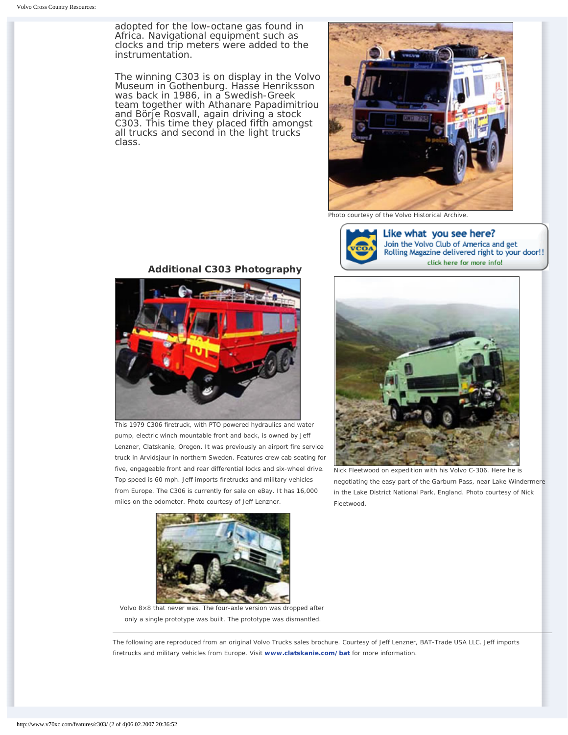adopted for the low-octane gas found in Africa. Navigational equipment such as clocks and trip meters were added to the instrumentation.

The winning C303 is on display in the Volvo Museum in Gothenburg. Hasse Henriksson was back in 1986, in a Swedish-Greek team together with Athanare Papadimitriou and Börje Rosvall, again driving a stock C303. This time they placed fifth amongst all trucks and second in the light trucks class.

Photo courtesy of the Volvo Historical Archive.

**Like what you see here?** Join the Volvo Club of America and get Rolling Magazine delivered right to your door!! click here for more info!

### Additional C303 Photography

This 1979 C306 firetruck, with PTO powered hydraulics and water pump, electric winch mountable front and back, is owned by Jeff Lenzner, Clatskanie, Oregon. It was previously an airport fire service truck in Arvidsjaur in northern Sweden. Features crew cab seating for five, engageable front and rear differential locks and six-wheel drive. Top speed is 60 mph. Jeff imports firetrucks and military vehicles from Europe. The C306 is currently for sale on eBay. It has 16,000 miles on the odometer. Photo courtesy of Jeff Lenzner.

Nick Fleetwood on expedition with his Volvo C-306. Here he is negotiating the easy part of the Garburn Pass, near Lake Windermere in the Lake District National Park, England. Photo courtesy of Nick Fleetwood.

Volvo 8×8 that never was. The four-axle version was dropped after only a single prototype was built. The prototype was dismantled.

---

The following are reproduced from an original Volvo Trucks sales brochure. Courtesy of Jeff Lenzner, BAT-Trade USA LLC. Jeff imports firetrucks and military vehicles from Europe. Visit **www.clatskanie.com/bat** for more information.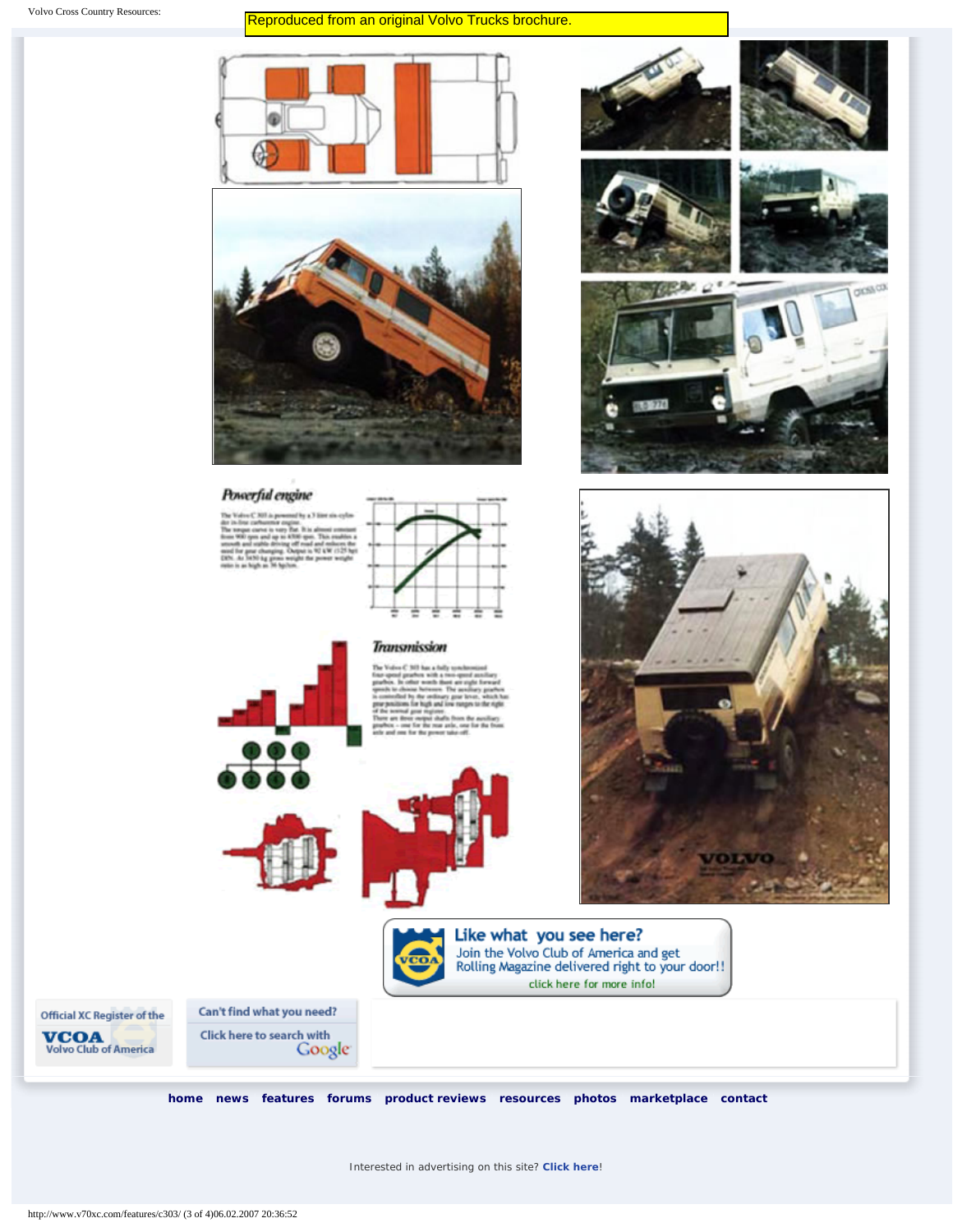Reproduced from an original Volvo Trucks brochure.

## Powerful engine

The Volvo C 303 is powered by a 3 litre six-cylinder in-line carburettor engine. The torque curve is very flat. It is almost constant from 900 rpm and up to 4500 rpm. This enables a smooth and stable driving off road and reduces the need for gear changing. Output is 92 kW (125 hp) DIN. At 3450 kg gross weight the power weight ratio is as high as 36 hp/ton.

## Transmission

The Volvo C 303 has a fully synchronized four-speed gearbox with a two-speed auxiliary gearbox. In other words there are eight forward speeds to choose between. The auxiliary gearbox is controlled by the ordinary gear lever, which has gear positions for high and low ranges to the right of the normal gear register. There are three output shafts from the auxiliary gearbox – one for the rear axle, one for the front axle and one for the power take-off.

VOLVO

**Like what you see here?**
Join the Volvo Club of America and get Rolling Magazine delivered right to your door!!
click here for more info!

Official XC Register of the VCOA Volvo Club of America

Can't find what you need? Click here to search with Google

**home** **news** **features** **forums** **product reviews** **resources** **photos** **marketplace** **contact**

Interested in advertising on this site? **Click here**!